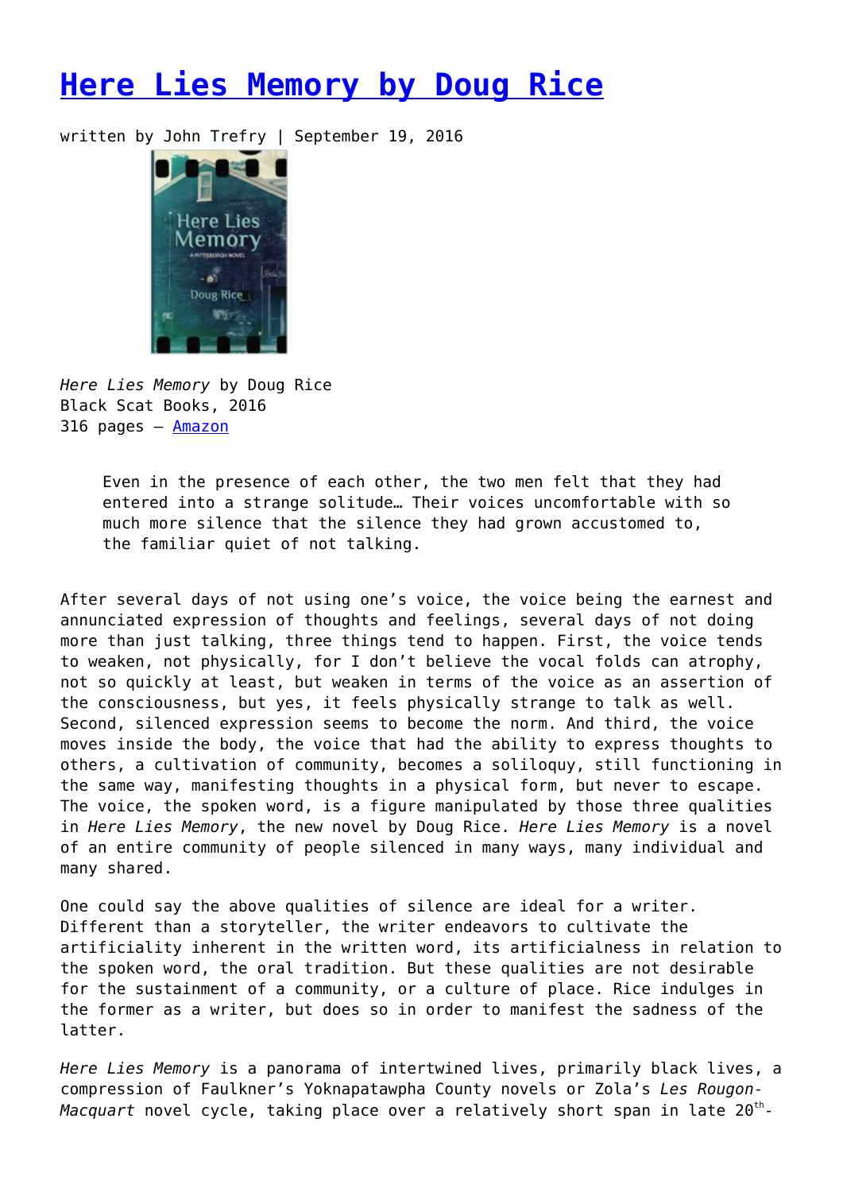# [Here Lies Memory by Doug Rice]

written by John Trefry | September 19, 2016

*Here Lies Memory* by Doug Rice
Black Scat Books, 2016
316 pages – [Amazon]

> Even in the presence of each other, the two men felt that they had entered into a strange solitude… Their voices uncomfortable with so much more silence that the silence they had grown accustomed to, the familiar quiet of not talking.

After several days of not using one's voice, the voice being the earnest and annunciated expression of thoughts and feelings, several days of not doing more than just talking, three things tend to happen. First, the voice tends to weaken, not physically, for I don't believe the vocal folds can atrophy, not so quickly at least, but weaken in terms of the voice as an assertion of the consciousness, but yes, it feels physically strange to talk as well. Second, silenced expression seems to become the norm. And third, the voice moves inside the body, the voice that had the ability to express thoughts to others, a cultivation of community, becomes a soliloquy, still functioning in the same way, manifesting thoughts in a physical form, but never to escape. The voice, the spoken word, is a figure manipulated by those three qualities in *Here Lies Memory*, the new novel by Doug Rice. *Here Lies Memory* is a novel of an entire community of people silenced in many ways, many individual and many shared.

One could say the above qualities of silence are ideal for a writer. Different than a storyteller, the writer endeavors to cultivate the artificiality inherent in the written word, its artificialness in relation to the spoken word, the oral tradition. But these qualities are not desirable for the sustainment of a community, or a culture of place. Rice indulges in the former as a writer, but does so in order to manifest the sadness of the latter.

*Here Lies Memory* is a panorama of intertwined lives, primarily black lives, a compression of Faulkner's Yoknapatawpha County novels or Zola's *Les Rougon-Macquart* novel cycle, taking place over a relatively short span in late 20th-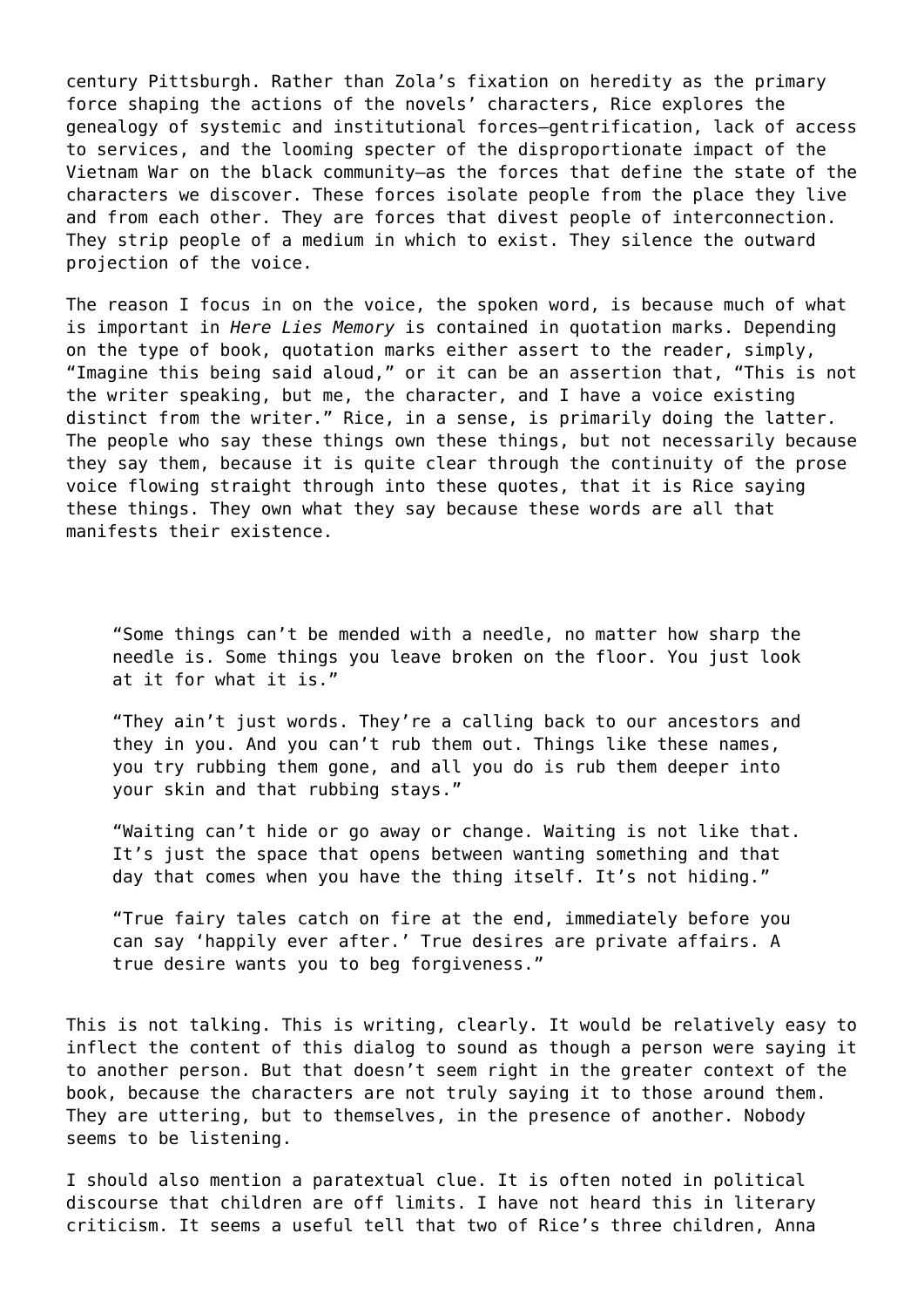century Pittsburgh. Rather than Zola's fixation on heredity as the primary force shaping the actions of the novels' characters, Rice explores the genealogy of systemic and institutional forces—gentrification, lack of access to services, and the looming specter of the disproportionate impact of the Vietnam War on the black community—as the forces that define the state of the characters we discover. These forces isolate people from the place they live and from each other. They are forces that divest people of interconnection. They strip people of a medium in which to exist. They silence the outward projection of the voice.

The reason I focus in on the voice, the spoken word, is because much of what is important in *Here Lies Memory* is contained in quotation marks. Depending on the type of book, quotation marks either assert to the reader, simply, "Imagine this being said aloud," or it can be an assertion that, "This is not the writer speaking, but me, the character, and I have a voice existing distinct from the writer." Rice, in a sense, is primarily doing the latter. The people who say these things own these things, but not necessarily because they say them, because it is quite clear through the continuity of the prose voice flowing straight through into these quotes, that it is Rice saying these things. They own what they say because these words are all that manifests their existence.

> "Some things can't be mended with a needle, no matter how sharp the needle is. Some things you leave broken on the floor. You just look at it for what it is."
>
> "They ain't just words. They're a calling back to our ancestors and they in you. And you can't rub them out. Things like these names, you try rubbing them gone, and all you do is rub them deeper into your skin and that rubbing stays."
>
> "Waiting can't hide or go away or change. Waiting is not like that. It's just the space that opens between wanting something and that day that comes when you have the thing itself. It's not hiding."
>
> "True fairy tales catch on fire at the end, immediately before you can say 'happily ever after.' True desires are private affairs. A true desire wants you to beg forgiveness."

This is not talking. This is writing, clearly. It would be relatively easy to inflect the content of this dialog to sound as though a person were saying it to another person. But that doesn't seem right in the greater context of the book, because the characters are not truly saying it to those around them. They are uttering, but to themselves, in the presence of another. Nobody seems to be listening.

I should also mention a paratextual clue. It is often noted in political discourse that children are off limits. I have not heard this in literary criticism. It seems a useful tell that two of Rice's three children, Anna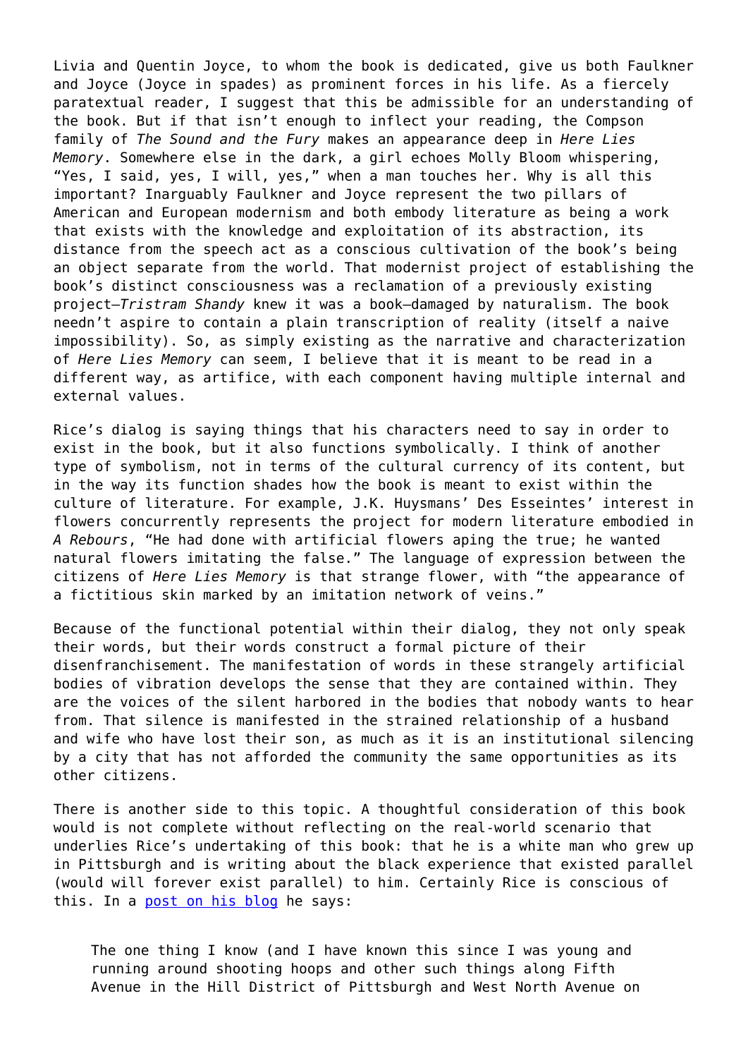Livia and Quentin Joyce, to whom the book is dedicated, give us both Faulkner and Joyce (Joyce in spades) as prominent forces in his life. As a fiercely paratextual reader, I suggest that this be admissible for an understanding of the book. But if that isn't enough to inflect your reading, the Compson family of *The Sound and the Fury* makes an appearance deep in *Here Lies Memory*. Somewhere else in the dark, a girl echoes Molly Bloom whispering, "Yes, I said, yes, I will, yes," when a man touches her. Why is all this important? Inarguably Faulkner and Joyce represent the two pillars of American and European modernism and both embody literature as being a work that exists with the knowledge and exploitation of its abstraction, its distance from the speech act as a conscious cultivation of the book's being an object separate from the world. That modernist project of establishing the book's distinct consciousness was a reclamation of a previously existing project—*Tristram Shandy* knew it was a book—damaged by naturalism. The book needn't aspire to contain a plain transcription of reality (itself a naive impossibility). So, as simply existing as the narrative and characterization of *Here Lies Memory* can seem, I believe that it is meant to be read in a different way, as artifice, with each component having multiple internal and external values.

Rice's dialog is saying things that his characters need to say in order to exist in the book, but it also functions symbolically. I think of another type of symbolism, not in terms of the cultural currency of its content, but in the way its function shades how the book is meant to exist within the culture of literature. For example, J.K. Huysmans' Des Esseintes' interest in flowers concurrently represents the project for modern literature embodied in *A Rebours*, "He had done with artificial flowers aping the true; he wanted natural flowers imitating the false." The language of expression between the citizens of *Here Lies Memory* is that strange flower, with "the appearance of a fictitious skin marked by an imitation network of veins."

Because of the functional potential within their dialog, they not only speak their words, but their words construct a formal picture of their disenfranchisement. The manifestation of words in these strangely artificial bodies of vibration develops the sense that they are contained within. They are the voices of the silent harbored in the bodies that nobody wants to hear from. That silence is manifested in the strained relationship of a husband and wife who have lost their son, as much as it is an institutional silencing by a city that has not afforded the community the same opportunities as its other citizens.

There is another side to this topic. A thoughtful consideration of this book would is not complete without reflecting on the real-world scenario that underlies Rice's undertaking of this book: that he is a white man who grew up in Pittsburgh and is writing about the black experience that existed parallel (would will forever exist parallel) to him. Certainly Rice is conscious of this. In a [post on his blog](#) he says:

> The one thing I know (and I have known this since I was young and running around shooting hoops and other such things along Fifth Avenue in the Hill District of Pittsburgh and West North Avenue on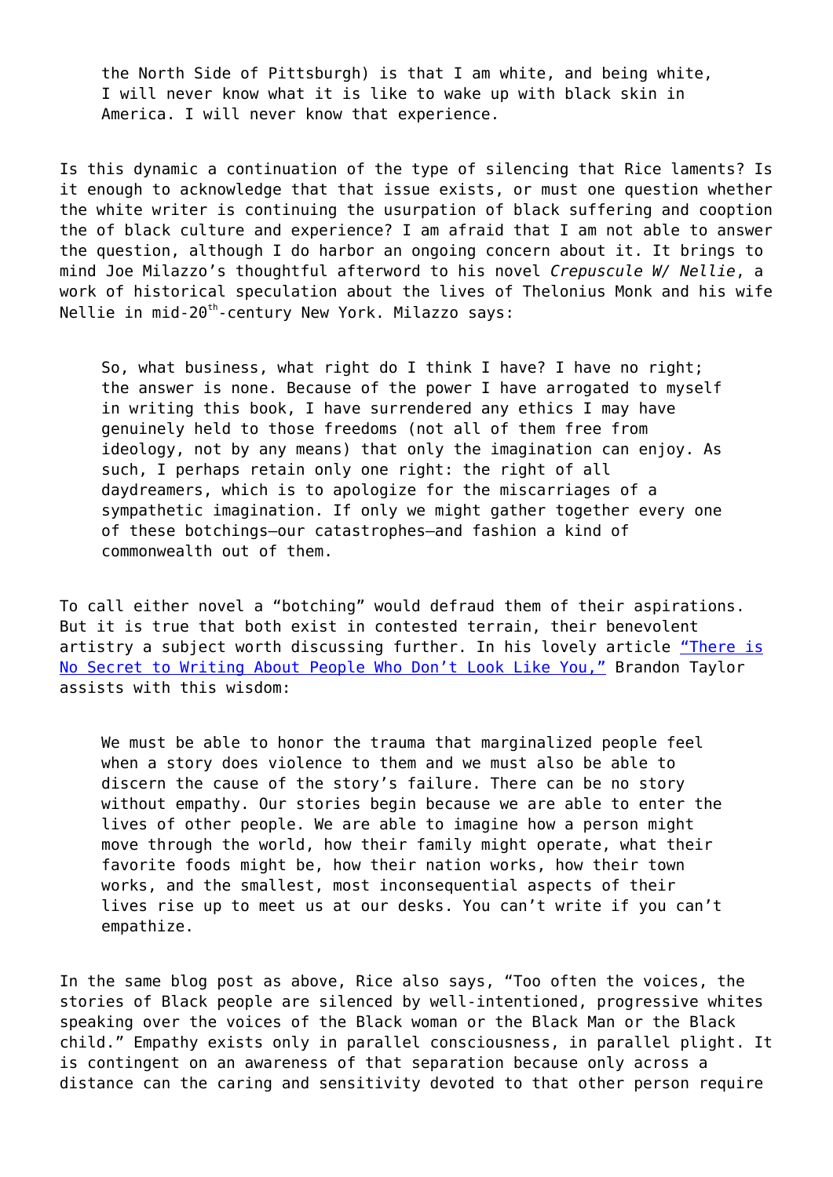> the North Side of Pittsburgh) is that I am white, and being white, I will never know what it is like to wake up with black skin in America. I will never know that experience.

Is this dynamic a continuation of the type of silencing that Rice laments? Is it enough to acknowledge that that issue exists, or must one question whether the white writer is continuing the usurpation of black suffering and cooption the of black culture and experience? I am afraid that I am not able to answer the question, although I do harbor an ongoing concern about it. It brings to mind Joe Milazzo's thoughtful afterword to his novel *Crepuscule W/ Nellie*, a work of historical speculation about the lives of Thelonius Monk and his wife Nellie in mid-20th-century New York. Milazzo says:

> So, what business, what right do I think I have? I have no right; the answer is none. Because of the power I have arrogated to myself in writing this book, I have surrendered any ethics I may have genuinely held to those freedoms (not all of them free from ideology, not by any means) that only the imagination can enjoy. As such, I perhaps retain only one right: the right of all daydreamers, which is to apologize for the miscarriages of a sympathetic imagination. If only we might gather together every one of these botchings—our catastrophes—and fashion a kind of commonwealth out of them.

To call either novel a "botching" would defraud them of their aspirations. But it is true that both exist in contested terrain, their benevolent artistry a subject worth discussing further. In his lovely article "There is No Secret to Writing About People Who Don't Look Like You," Brandon Taylor assists with this wisdom:

> We must be able to honor the trauma that marginalized people feel when a story does violence to them and we must also be able to discern the cause of the story's failure. There can be no story without empathy. Our stories begin because we are able to enter the lives of other people. We are able to imagine how a person might move through the world, how their family might operate, what their favorite foods might be, how their nation works, how their town works, and the smallest, most inconsequential aspects of their lives rise up to meet us at our desks. You can't write if you can't empathize.

In the same blog post as above, Rice also says, "Too often the voices, the stories of Black people are silenced by well-intentioned, progressive whites speaking over the voices of the Black woman or the Black Man or the Black child." Empathy exists only in parallel consciousness, in parallel plight. It is contingent on an awareness of that separation because only across a distance can the caring and sensitivity devoted to that other person require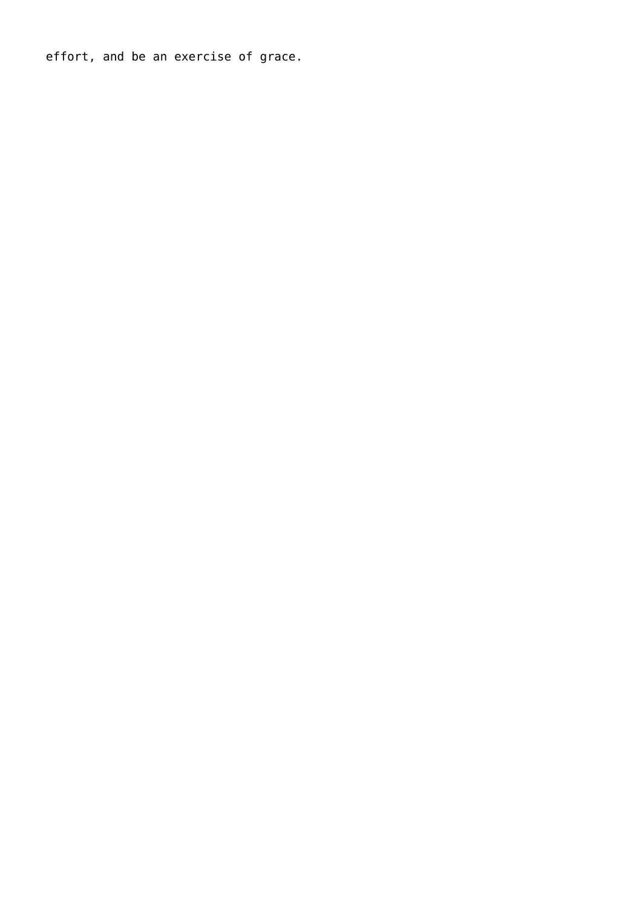effort, and be an exercise of grace.